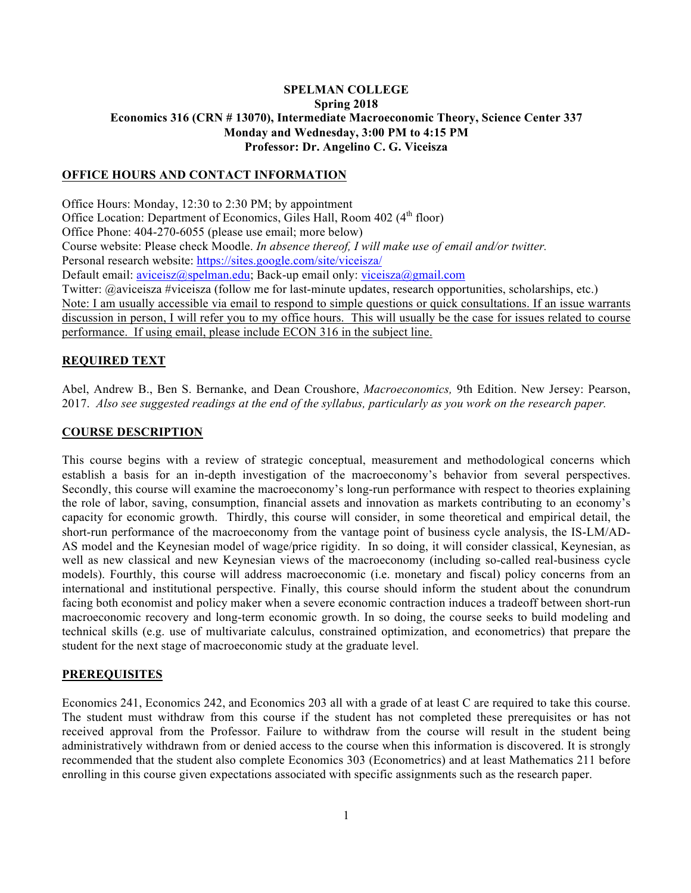# SPELMAN COLLEGE
## Spring 2018
## Economics 316 (CRN # 13070), Intermediate Macroeconomic Theory, Science Center 337
## Monday and Wednesday, 3:00 PM to 4:15 PM
## Professor: Dr. Angelino C. G. Viceisza

### OFFICE HOURS AND CONTACT INFORMATION

Office Hours: Monday, 12:30 to 2:30 PM; by appointment
Office Location: Department of Economics, Giles Hall, Room 402 (4th floor)
Office Phone: 404-270-6055 (please use email; more below)
Course website: Please check Moodle. *In absence thereof, I will make use of email and/or twitter.*
Personal research website: https://sites.google.com/site/viceisza/
Default email: aviceisz@spelman.edu; Back-up email only: viceisza@gmail.com
Twitter: @aviceisza #viceisza (follow me for last-minute updates, research opportunities, scholarships, etc.)
Note: I am usually accessible via email to respond to simple questions or quick consultations. If an issue warrants discussion in person, I will refer you to my office hours. This will usually be the case for issues related to course performance. If using email, please include ECON 316 in the subject line.

### REQUIRED TEXT

Abel, Andrew B., Ben S. Bernanke, and Dean Croushore, *Macroeconomics,* 9th Edition. New Jersey: Pearson, 2017. *Also see suggested readings at the end of the syllabus, particularly as you work on the research paper.*

### COURSE DESCRIPTION

This course begins with a review of strategic conceptual, measurement and methodological concerns which establish a basis for an in-depth investigation of the macroeconomy's behavior from several perspectives. Secondly, this course will examine the macroeconomy's long-run performance with respect to theories explaining the role of labor, saving, consumption, financial assets and innovation as markets contributing to an economy's capacity for economic growth. Thirdly, this course will consider, in some theoretical and empirical detail, the short-run performance of the macroeconomy from the vantage point of business cycle analysis, the IS-LM/AD-AS model and the Keynesian model of wage/price rigidity. In so doing, it will consider classical, Keynesian, as well as new classical and new Keynesian views of the macroeconomy (including so-called real-business cycle models). Fourthly, this course will address macroeconomic (i.e. monetary and fiscal) policy concerns from an international and institutional perspective. Finally, this course should inform the student about the conundrum facing both economist and policy maker when a severe economic contraction induces a tradeoff between short-run macroeconomic recovery and long-term economic growth. In so doing, the course seeks to build modeling and technical skills (e.g. use of multivariate calculus, constrained optimization, and econometrics) that prepare the student for the next stage of macroeconomic study at the graduate level.

### PREREQUISITES

Economics 241, Economics 242, and Economics 203 all with a grade of at least C are required to take this course. The student must withdraw from this course if the student has not completed these prerequisites or has not received approval from the Professor. Failure to withdraw from the course will result in the student being administratively withdrawn from or denied access to the course when this information is discovered. It is strongly recommended that the student also complete Economics 303 (Econometrics) and at least Mathematics 211 before enrolling in this course given expectations associated with specific assignments such as the research paper.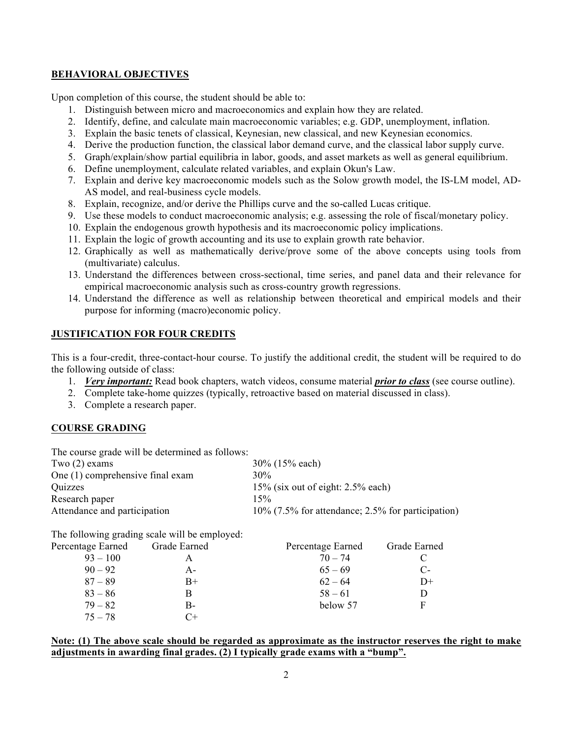## BEHAVIORAL OBJECTIVES

Upon completion of this course, the student should be able to:

1. Distinguish between micro and macroeconomics and explain how they are related.
2. Identify, define, and calculate main macroeconomic variables; e.g. GDP, unemployment, inflation.
3. Explain the basic tenets of classical, Keynesian, new classical, and new Keynesian economics.
4. Derive the production function, the classical labor demand curve, and the classical labor supply curve.
5. Graph/explain/show partial equilibria in labor, goods, and asset markets as well as general equilibrium.
6. Define unemployment, calculate related variables, and explain Okun's Law.
7. Explain and derive key macroeconomic models such as the Solow growth model, the IS-LM model, AD-AS model, and real-business cycle models.
8. Explain, recognize, and/or derive the Phillips curve and the so-called Lucas critique.
9. Use these models to conduct macroeconomic analysis; e.g. assessing the role of fiscal/monetary policy.
10. Explain the endogenous growth hypothesis and its macroeconomic policy implications.
11. Explain the logic of growth accounting and its use to explain growth rate behavior.
12. Graphically as well as mathematically derive/prove some of the above concepts using tools from (multivariate) calculus.
13. Understand the differences between cross-sectional, time series, and panel data and their relevance for empirical macroeconomic analysis such as cross-country growth regressions.
14. Understand the difference as well as relationship between theoretical and empirical models and their purpose for informing (macro)economic policy.

## JUSTIFICATION FOR FOUR CREDITS

This is a four-credit, three-contact-hour course. To justify the additional credit, the student will be required to do the following outside of class:

1. ***Very important:*** Read book chapters, watch videos, consume material ***prior to class*** (see course outline).
2. Complete take-home quizzes (typically, retroactive based on material discussed in class).
3. Complete a research paper.

## COURSE GRADING

The course grade will be determined as follows:

| | |
|---|---|
| Two (2) exams | 30% (15% each) |
| One (1) comprehensive final exam | 30% |
| Quizzes | 15% (six out of eight: 2.5% each) |
| Research paper | 15% |
| Attendance and participation | 10% (7.5% for attendance; 2.5% for participation) |

The following grading scale will be employed:

| Percentage Earned | Grade Earned | Percentage Earned | Grade Earned |
|---|---|---|---|
| 93 – 100 | A | 70 – 74 | C |
| 90 – 92 | A- | 65 – 69 | C- |
| 87 – 89 | B+ | 62 – 64 | D+ |
| 83 – 86 | B | 58 – 61 | D |
| 79 – 82 | B- | below 57 | F |
| 75 – 78 | C+ | | |

**Note: (1) The above scale should be regarded as approximate as the instructor reserves the right to make adjustments in awarding final grades. (2) I typically grade exams with a "bump".**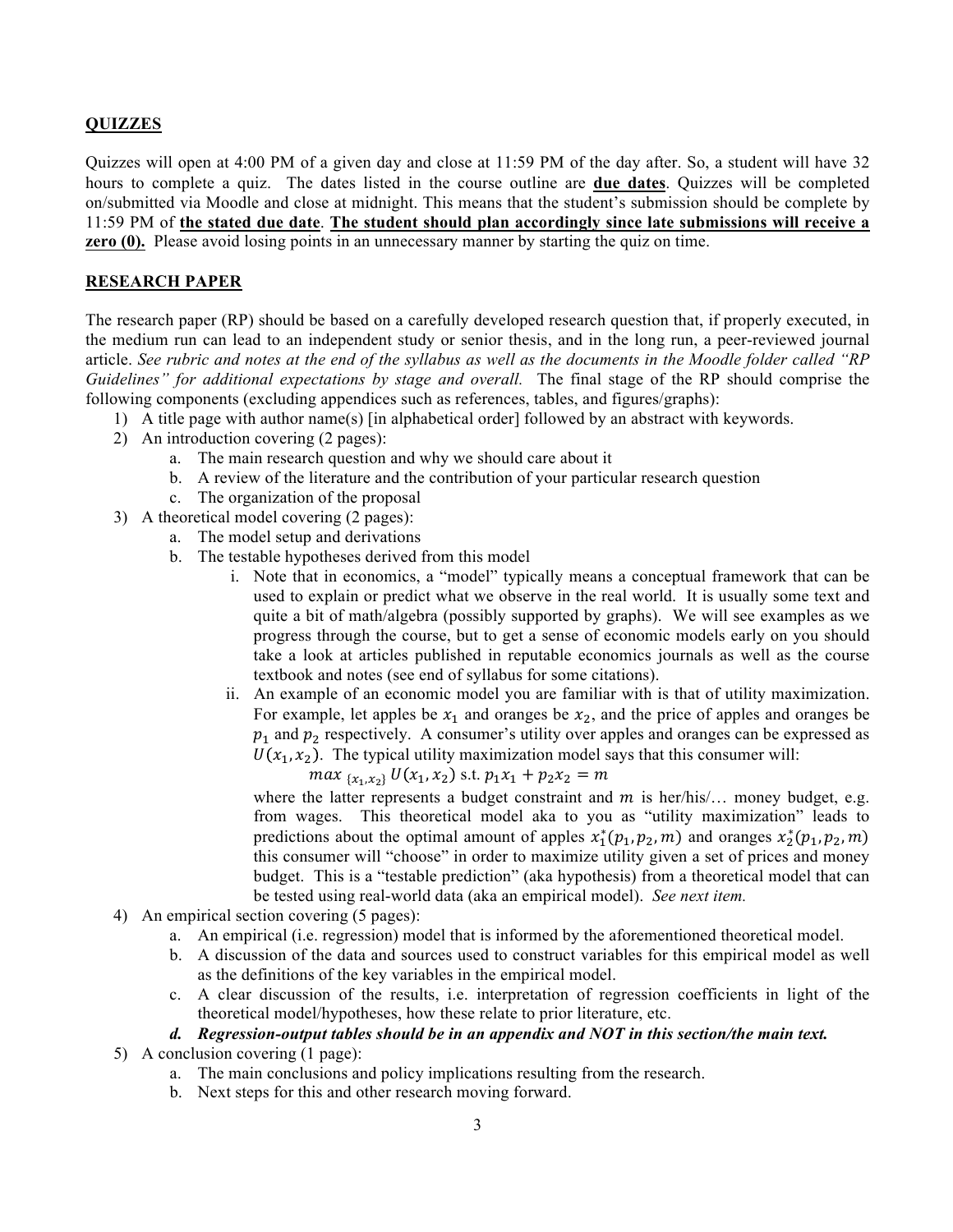## QUIZZES

Quizzes will open at 4:00 PM of a given day and close at 11:59 PM of the day after. So, a student will have 32 hours to complete a quiz. The dates listed in the course outline are **<u>due dates</u>**. Quizzes will be completed on/submitted via Moodle and close at midnight. This means that the student's submission should be complete by 11:59 PM of **<u>the stated due date</u>**. **<u>The student should plan accordingly since late submissions will receive a zero (0).</u>** Please avoid losing points in an unnecessary manner by starting the quiz on time.

## RESEARCH PAPER

The research paper (RP) should be based on a carefully developed research question that, if properly executed, in the medium run can lead to an independent study or senior thesis, and in the long run, a peer-reviewed journal article. *See rubric and notes at the end of the syllabus as well as the documents in the Moodle folder called "RP Guidelines" for additional expectations by stage and overall.* The final stage of the RP should comprise the following components (excluding appendices such as references, tables, and figures/graphs):

1) A title page with author name(s) [in alphabetical order] followed by an abstract with keywords.
2) An introduction covering (2 pages):
    a. The main research question and why we should care about it
    b. A review of the literature and the contribution of your particular research question
    c. The organization of the proposal
3) A theoretical model covering (2 pages):
    a. The model setup and derivations
    b. The testable hypotheses derived from this model
        i. Note that in economics, a "model" typically means a conceptual framework that can be used to explain or predict what we observe in the real world. It is usually some text and quite a bit of math/algebra (possibly supported by graphs). We will see examples as we progress through the course, but to get a sense of economic models early on you should take a look at articles published in reputable economics journals as well as the course textbook and notes (see end of syllabus for some citations).
        ii. An example of an economic model you are familiar with is that of utility maximization. For example, let apples be $x_1$ and oranges be $x_2$, and the price of apples and oranges be $p_1$ and $p_2$ respectively. A consumer's utility over apples and oranges can be expressed as $U(x_1, x_2)$. The typical utility maximization model says that this consumer will:

        $$max_{\{x_1,x_2\}}\, U(x_1, x_2) \text{ s.t. } p_1x_1 + p_2x_2 = m$$

        where the latter represents a budget constraint and $m$ is her/his/… money budget, e.g. from wages. This theoretical model aka to you as "utility maximization" leads to predictions about the optimal amount of apples $x_1^*(p_1, p_2, m)$ and oranges $x_2^*(p_1, p_2, m)$ this consumer will "choose" in order to maximize utility given a set of prices and money budget. This is a "testable prediction" (aka hypothesis) from a theoretical model that can be tested using real-world data (aka an empirical model). *See next item.*
4) An empirical section covering (5 pages):
    a. An empirical (i.e. regression) model that is informed by the aforementioned theoretical model.
    b. A discussion of the data and sources used to construct variables for this empirical model as well as the definitions of the key variables in the empirical model.
    c. A clear discussion of the results, i.e. interpretation of regression coefficients in light of the theoretical model/hypotheses, how these relate to prior literature, etc.
    d. ***Regression-output tables should be in an appendix and NOT in this section/the main text.***
5) A conclusion covering (1 page):
    a. The main conclusions and policy implications resulting from the research.
    b. Next steps for this and other research moving forward.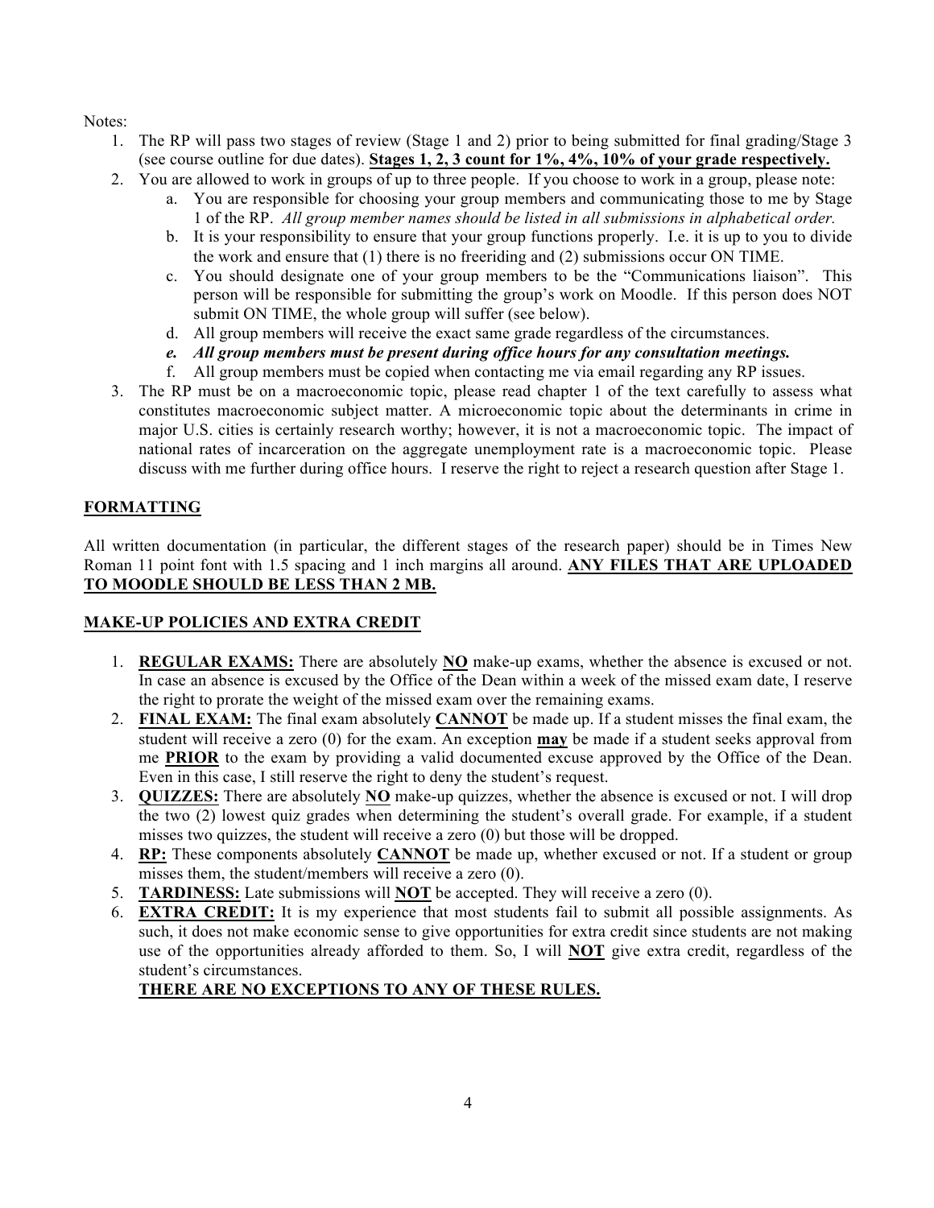Notes:

1. The RP will pass two stages of review (Stage 1 and 2) prior to being submitted for final grading/Stage 3 (see course outline for due dates). **Stages 1, 2, 3 count for 1%, 4%, 10% of your grade respectively.**
2. You are allowed to work in groups of up to three people. If you choose to work in a group, please note:
   a. You are responsible for choosing your group members and communicating those to me by Stage 1 of the RP. *All group member names should be listed in all submissions in alphabetical order.*
   b. It is your responsibility to ensure that your group functions properly. I.e. it is up to you to divide the work and ensure that (1) there is no freeriding and (2) submissions occur ON TIME.
   c. You should designate one of your group members to be the "Communications liaison". This person will be responsible for submitting the group's work on Moodle. If this person does NOT submit ON TIME, the whole group will suffer (see below).
   d. All group members will receive the exact same grade regardless of the circumstances.
   e. ***All group members must be present during office hours for any consultation meetings.***
   f. All group members must be copied when contacting me via email regarding any RP issues.
3. The RP must be on a macroeconomic topic, please read chapter 1 of the text carefully to assess what constitutes macroeconomic subject matter. A microeconomic topic about the determinants in crime in major U.S. cities is certainly research worthy; however, it is not a macroeconomic topic. The impact of national rates of incarceration on the aggregate unemployment rate is a macroeconomic topic. Please discuss with me further during office hours. I reserve the right to reject a research question after Stage 1.

## FORMATTING

All written documentation (in particular, the different stages of the research paper) should be in Times New Roman 11 point font with 1.5 spacing and 1 inch margins all around. **ANY FILES THAT ARE UPLOADED TO MOODLE SHOULD BE LESS THAN 2 MB.**

## MAKE-UP POLICIES AND EXTRA CREDIT

1. **REGULAR EXAMS:** There are absolutely **NO** make-up exams, whether the absence is excused or not. In case an absence is excused by the Office of the Dean within a week of the missed exam date, I reserve the right to prorate the weight of the missed exam over the remaining exams.
2. **FINAL EXAM:** The final exam absolutely **CANNOT** be made up. If a student misses the final exam, the student will receive a zero (0) for the exam. An exception **may** be made if a student seeks approval from me **PRIOR** to the exam by providing a valid documented excuse approved by the Office of the Dean. Even in this case, I still reserve the right to deny the student's request.
3. **QUIZZES:** There are absolutely **NO** make-up quizzes, whether the absence is excused or not. I will drop the two (2) lowest quiz grades when determining the student's overall grade. For example, if a student misses two quizzes, the student will receive a zero (0) but those will be dropped.
4. **RP:** These components absolutely **CANNOT** be made up, whether excused or not. If a student or group misses them, the student/members will receive a zero (0).
5. **TARDINESS:** Late submissions will **NOT** be accepted. They will receive a zero (0).
6. **EXTRA CREDIT:** It is my experience that most students fail to submit all possible assignments. As such, it does not make economic sense to give opportunities for extra credit since students are not making use of the opportunities already afforded to them. So, I will **NOT** give extra credit, regardless of the student's circumstances.

   **THERE ARE NO EXCEPTIONS TO ANY OF THESE RULES.**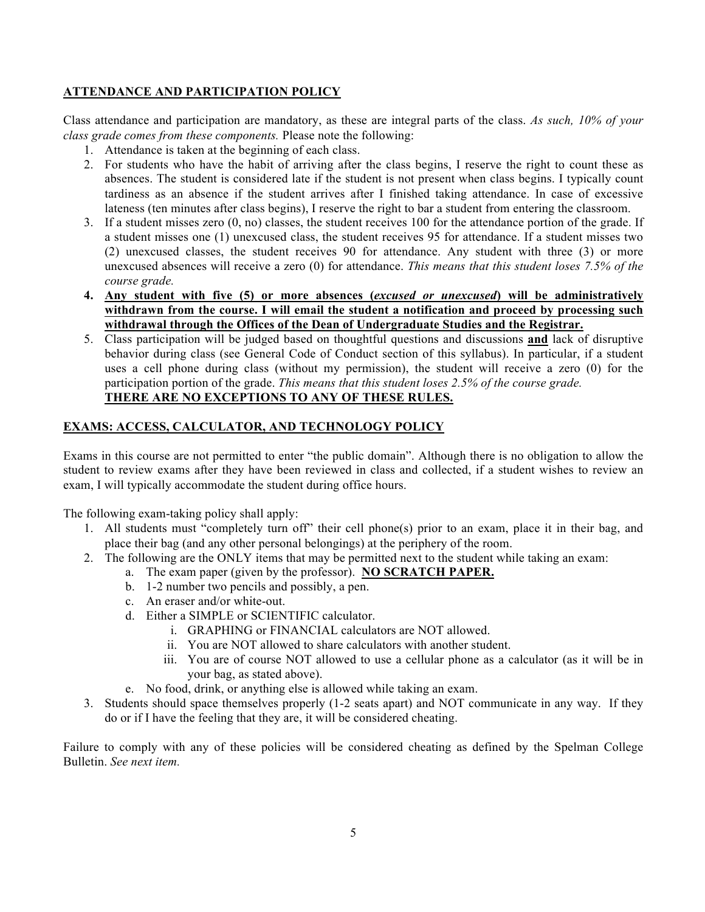## **ATTENDANCE AND PARTICIPATION POLICY**

Class attendance and participation are mandatory, as these are integral parts of the class. *As such, 10% of your class grade comes from these components.* Please note the following:

1. Attendance is taken at the beginning of each class.
2. For students who have the habit of arriving after the class begins, I reserve the right to count these as absences. The student is considered late if the student is not present when class begins. I typically count tardiness as an absence if the student arrives after I finished taking attendance. In case of excessive lateness (ten minutes after class begins), I reserve the right to bar a student from entering the classroom.
3. If a student misses zero (0, no) classes, the student receives 100 for the attendance portion of the grade. If a student misses one (1) unexcused class, the student receives 95 for attendance. If a student misses two (2) unexcused classes, the student receives 90 for attendance. Any student with three (3) or more unexcused absences will receive a zero (0) for attendance. *This means that this student loses 7.5% of the course grade.*
4. **Any student with five (5) or more absences (*excused or unexcused*) will be administratively withdrawn from the course. I will email the student a notification and proceed by processing such withdrawal through the Offices of the Dean of Undergraduate Studies and the Registrar.**
5. Class participation will be judged based on thoughtful questions and discussions **and** lack of disruptive behavior during class (see General Code of Conduct section of this syllabus). In particular, if a student uses a cell phone during class (without my permission), the student will receive a zero (0) for the participation portion of the grade. *This means that this student loses 2.5% of the course grade.*
   **THERE ARE NO EXCEPTIONS TO ANY OF THESE RULES.**

## **EXAMS: ACCESS, CALCULATOR, AND TECHNOLOGY POLICY**

Exams in this course are not permitted to enter "the public domain". Although there is no obligation to allow the student to review exams after they have been reviewed in class and collected, if a student wishes to review an exam, I will typically accommodate the student during office hours.

The following exam-taking policy shall apply:

1. All students must "completely turn off" their cell phone(s) prior to an exam, place it in their bag, and place their bag (and any other personal belongings) at the periphery of the room.
2. The following are the ONLY items that may be permitted next to the student while taking an exam:
   a. The exam paper (given by the professor). **NO SCRATCH PAPER.**
   b. 1-2 number two pencils and possibly, a pen.
   c. An eraser and/or white-out.
   d. Either a SIMPLE or SCIENTIFIC calculator.
      i. GRAPHING or FINANCIAL calculators are NOT allowed.
      ii. You are NOT allowed to share calculators with another student.
      iii. You are of course NOT allowed to use a cellular phone as a calculator (as it will be in your bag, as stated above).
   e. No food, drink, or anything else is allowed while taking an exam.
3. Students should space themselves properly (1-2 seats apart) and NOT communicate in any way. If they do or if I have the feeling that they are, it will be considered cheating.

Failure to comply with any of these policies will be considered cheating as defined by the Spelman College Bulletin. *See next item.*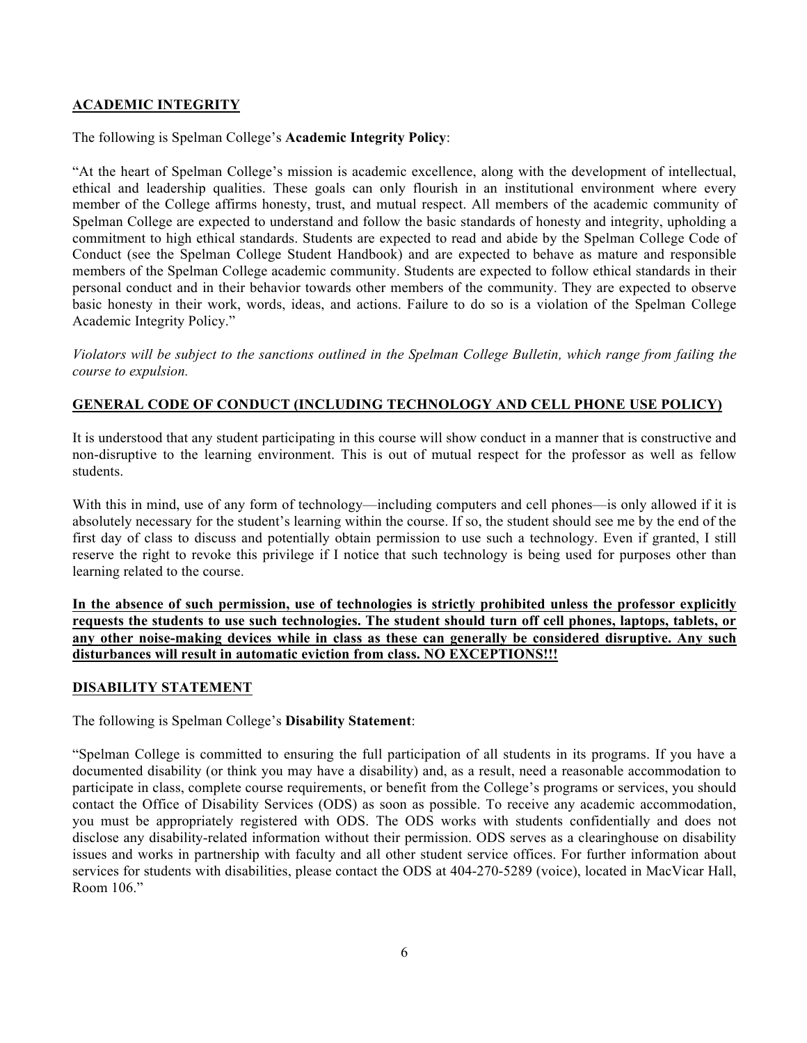## ACADEMIC INTEGRITY

The following is Spelman College's **Academic Integrity Policy**:

"At the heart of Spelman College's mission is academic excellence, along with the development of intellectual, ethical and leadership qualities. These goals can only flourish in an institutional environment where every member of the College affirms honesty, trust, and mutual respect. All members of the academic community of Spelman College are expected to understand and follow the basic standards of honesty and integrity, upholding a commitment to high ethical standards. Students are expected to read and abide by the Spelman College Code of Conduct (see the Spelman College Student Handbook) and are expected to behave as mature and responsible members of the Spelman College academic community. Students are expected to follow ethical standards in their personal conduct and in their behavior towards other members of the community. They are expected to observe basic honesty in their work, words, ideas, and actions. Failure to do so is a violation of the Spelman College Academic Integrity Policy."

*Violators will be subject to the sanctions outlined in the Spelman College Bulletin, which range from failing the course to expulsion.*

## GENERAL CODE OF CONDUCT (INCLUDING TECHNOLOGY AND CELL PHONE USE POLICY)

It is understood that any student participating in this course will show conduct in a manner that is constructive and non-disruptive to the learning environment. This is out of mutual respect for the professor as well as fellow students.

With this in mind, use of any form of technology—including computers and cell phones—is only allowed if it is absolutely necessary for the student's learning within the course. If so, the student should see me by the end of the first day of class to discuss and potentially obtain permission to use such a technology. Even if granted, I still reserve the right to revoke this privilege if I notice that such technology is being used for purposes other than learning related to the course.

**In the absence of such permission, use of technologies is strictly prohibited unless the professor explicitly requests the students to use such technologies. The student should turn off cell phones, laptops, tablets, or any other noise-making devices while in class as these can generally be considered disruptive. Any such disturbances will result in automatic eviction from class. NO EXCEPTIONS!!!**

## DISABILITY STATEMENT

The following is Spelman College's **Disability Statement**:

"Spelman College is committed to ensuring the full participation of all students in its programs. If you have a documented disability (or think you may have a disability) and, as a result, need a reasonable accommodation to participate in class, complete course requirements, or benefit from the College's programs or services, you should contact the Office of Disability Services (ODS) as soon as possible. To receive any academic accommodation, you must be appropriately registered with ODS. The ODS works with students confidentially and does not disclose any disability-related information without their permission. ODS serves as a clearinghouse on disability issues and works in partnership with faculty and all other student service offices. For further information about services for students with disabilities, please contact the ODS at 404-270-5289 (voice), located in MacVicar Hall, Room 106."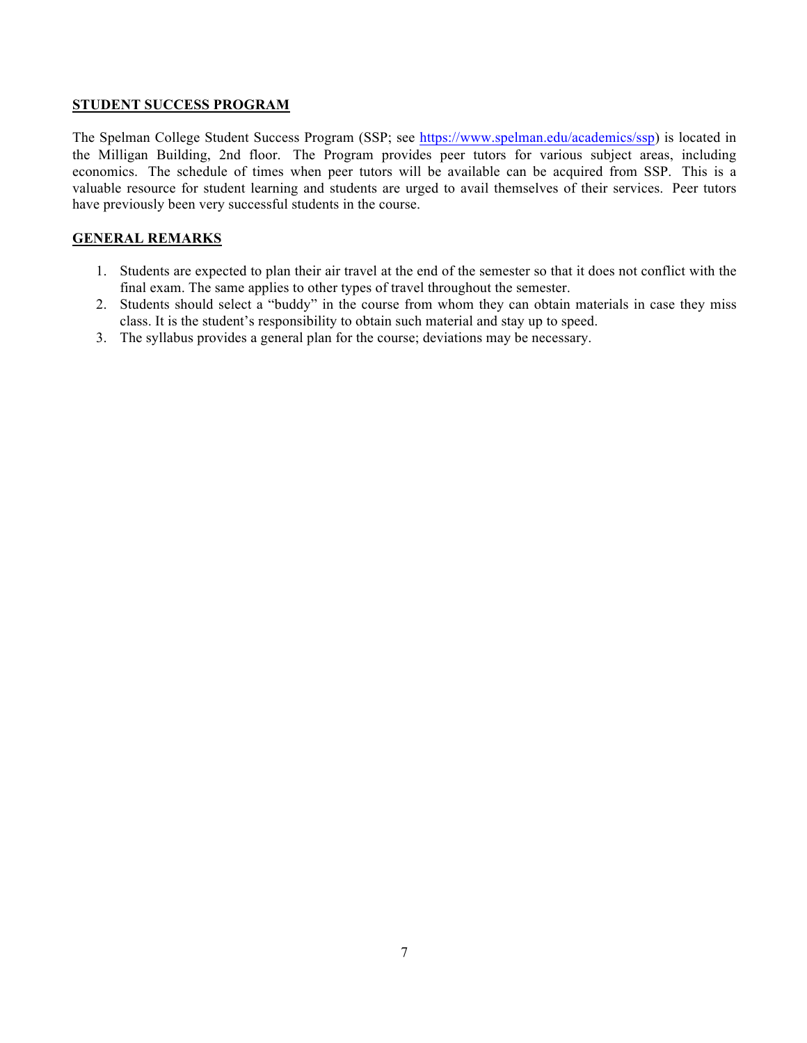## STUDENT SUCCESS PROGRAM

The Spelman College Student Success Program (SSP; see https://www.spelman.edu/academics/ssp) is located in the Milligan Building, 2nd floor. The Program provides peer tutors for various subject areas, including economics. The schedule of times when peer tutors will be available can be acquired from SSP. This is a valuable resource for student learning and students are urged to avail themselves of their services. Peer tutors have previously been very successful students in the course.

## GENERAL REMARKS

1. Students are expected to plan their air travel at the end of the semester so that it does not conflict with the final exam. The same applies to other types of travel throughout the semester.
2. Students should select a "buddy" in the course from whom they can obtain materials in case they miss class. It is the student's responsibility to obtain such material and stay up to speed.
3. The syllabus provides a general plan for the course; deviations may be necessary.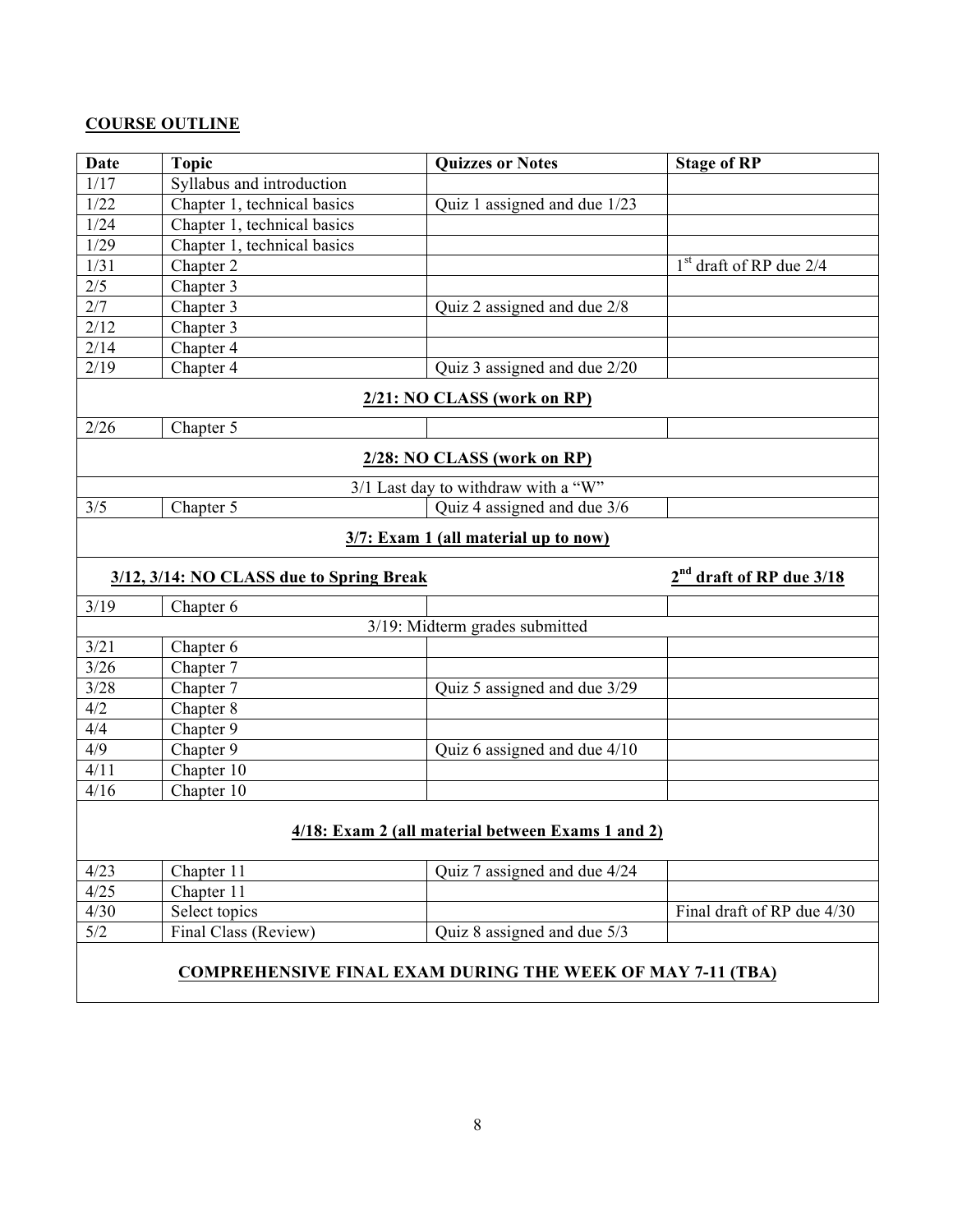**COURSE OUTLINE**

| Date | Topic | Quizzes or Notes | Stage of RP |
| --- | --- | --- | --- |
| 1/17 | Syllabus and introduction | | |
| 1/22 | Chapter 1, technical basics | Quiz 1 assigned and due 1/23 | |
| 1/24 | Chapter 1, technical basics | | |
| 1/29 | Chapter 1, technical basics | | |
| 1/31 | Chapter 2 | | 1st draft of RP due 2/4 |
| 2/5 | Chapter 3 | | |
| 2/7 | Chapter 3 | Quiz 2 assigned and due 2/8 | |
| 2/12 | Chapter 3 | | |
| 2/14 | Chapter 4 | | |
| 2/19 | Chapter 4 | Quiz 3 assigned and due 2/20 | |
| | **2/21: NO CLASS (work on RP)** | | |
| 2/26 | Chapter 5 | | |
| | **2/28: NO CLASS (work on RP)** | | |
| | 3/1 Last day to withdraw with a "W" | | |
| 3/5 | Chapter 5 | Quiz 4 assigned and due 3/6 | |
| | **3/7: Exam 1 (all material up to now)** | | |
| | **3/12, 3/14: NO CLASS due to Spring Break** | | **2nd draft of RP due 3/18** |
| 3/19 | Chapter 6 | | |
| | 3/19: Midterm grades submitted | | |
| 3/21 | Chapter 6 | | |
| 3/26 | Chapter 7 | | |
| 3/28 | Chapter 7 | Quiz 5 assigned and due 3/29 | |
| 4/2 | Chapter 8 | | |
| 4/4 | Chapter 9 | | |
| 4/9 | Chapter 9 | Quiz 6 assigned and due 4/10 | |
| 4/11 | Chapter 10 | | |
| 4/16 | Chapter 10 | | |
| | **4/18: Exam 2 (all material between Exams 1 and 2)** | | |
| 4/23 | Chapter 11 | Quiz 7 assigned and due 4/24 | |
| 4/25 | Chapter 11 | | |
| 4/30 | Select topics | | Final draft of RP due 4/30 |
| 5/2 | Final Class (Review) | Quiz 8 assigned and due 5/3 | |
| | **COMPREHENSIVE FINAL EXAM DURING THE WEEK OF MAY 7-11 (TBA)** | | |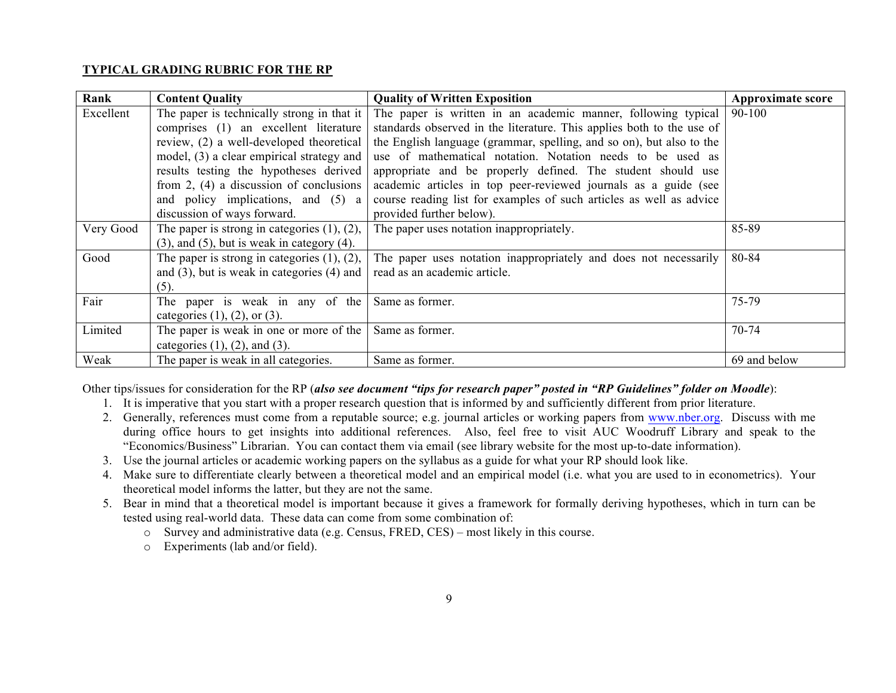**TYPICAL GRADING RUBRIC FOR THE RP**

| Rank | Content Quality | Quality of Written Exposition | Approximate score |
|---|---|---|---|
| Excellent | The paper is technically strong in that it comprises (1) an excellent literature review, (2) a well-developed theoretical model, (3) a clear empirical strategy and results testing the hypotheses derived from 2, (4) a discussion of conclusions and policy implications, and (5) a discussion of ways forward. | The paper is written in an academic manner, following typical standards observed in the literature. This applies both to the use of the English language (grammar, spelling, and so on), but also to the use of mathematical notation. Notation needs to be used as appropriate and be properly defined. The student should use academic articles in top peer-reviewed journals as a guide (see course reading list for examples of such articles as well as advice provided further below). | 90-100 |
| Very Good | The paper is strong in categories (1), (2), (3), and (5), but is weak in category (4). | The paper uses notation inappropriately. | 85-89 |
| Good | The paper is strong in categories (1), (2), and (3), but is weak in categories (4) and (5). | The paper uses notation inappropriately and does not necessarily read as an academic article. | 80-84 |
| Fair | The paper is weak in any of the categories (1), (2), or (3). | Same as former. | 75-79 |
| Limited | The paper is weak in one or more of the categories (1), (2), and (3). | Same as former. | 70-74 |
| Weak | The paper is weak in all categories. | Same as former. | 69 and below |

Other tips/issues for consideration for the RP (***also see document "tips for research paper" posted in "RP Guidelines" folder on Moodle***):

1. It is imperative that you start with a proper research question that is informed by and sufficiently different from prior literature.
2. Generally, references must come from a reputable source; e.g. journal articles or working papers from www.nber.org. Discuss with me during office hours to get insights into additional references. Also, feel free to visit AUC Woodruff Library and speak to the "Economics/Business" Librarian. You can contact them via email (see library website for the most up-to-date information).
3. Use the journal articles or academic working papers on the syllabus as a guide for what your RP should look like.
4. Make sure to differentiate clearly between a theoretical model and an empirical model (i.e. what you are used to in econometrics). Your theoretical model informs the latter, but they are not the same.
5. Bear in mind that a theoretical model is important because it gives a framework for formally deriving hypotheses, which in turn can be tested using real-world data. These data can come from some combination of:
   - Survey and administrative data (e.g. Census, FRED, CES) – most likely in this course.
   - Experiments (lab and/or field).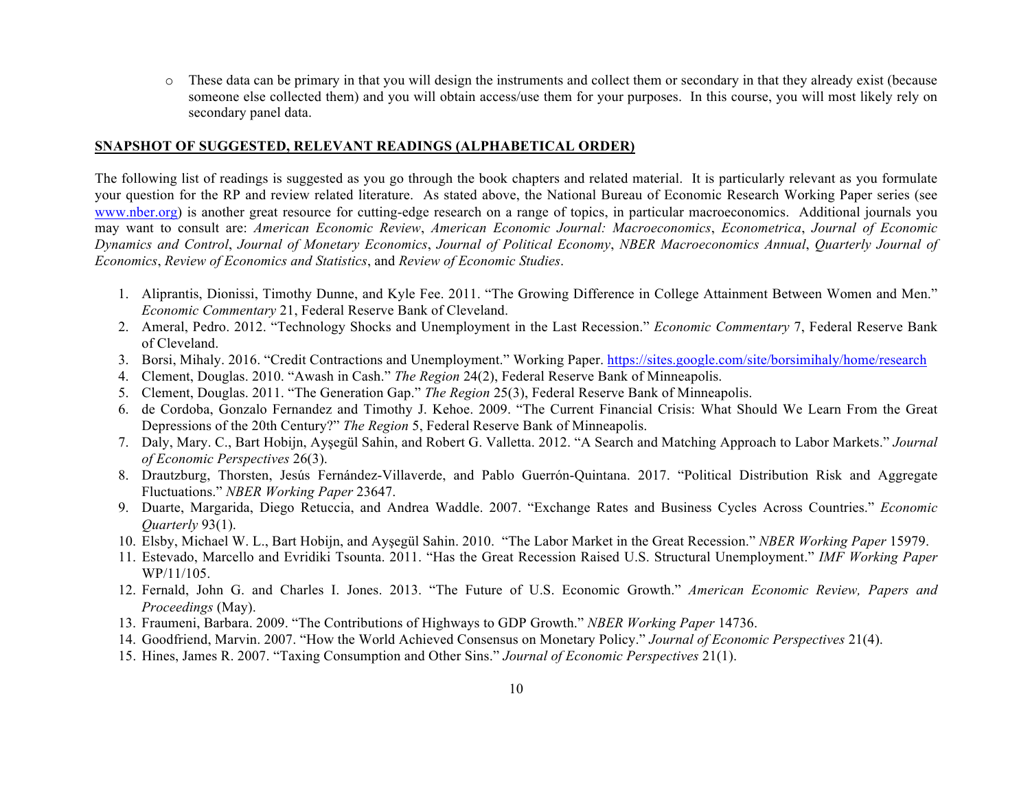- These data can be primary in that you will design the instruments and collect them or secondary in that they already exist (because someone else collected them) and you will obtain access/use them for your purposes. In this course, you will most likely rely on secondary panel data.

**SNAPSHOT OF SUGGESTED, RELEVANT READINGS (ALPHABETICAL ORDER)**

The following list of readings is suggested as you go through the book chapters and related material. It is particularly relevant as you formulate your question for the RP and review related literature. As stated above, the National Bureau of Economic Research Working Paper series (see www.nber.org) is another great resource for cutting-edge research on a range of topics, in particular macroeconomics. Additional journals you may want to consult are: *American Economic Review*, *American Economic Journal: Macroeconomics*, *Econometrica*, *Journal of Economic Dynamics and Control*, *Journal of Monetary Economics*, *Journal of Political Economy*, *NBER Macroeconomics Annual*, *Quarterly Journal of Economics*, *Review of Economics and Statistics*, and *Review of Economic Studies*.

1. Aliprantis, Dionissi, Timothy Dunne, and Kyle Fee. 2011. "The Growing Difference in College Attainment Between Women and Men." *Economic Commentary* 21, Federal Reserve Bank of Cleveland.
2. Ameral, Pedro. 2012. "Technology Shocks and Unemployment in the Last Recession." *Economic Commentary* 7, Federal Reserve Bank of Cleveland.
3. Borsi, Mihaly. 2016. "Credit Contractions and Unemployment." Working Paper. https://sites.google.com/site/borsimihaly/home/research
4. Clement, Douglas. 2010. "Awash in Cash." *The Region* 24(2), Federal Reserve Bank of Minneapolis.
5. Clement, Douglas. 2011. "The Generation Gap." *The Region* 25(3), Federal Reserve Bank of Minneapolis.
6. de Cordoba, Gonzalo Fernandez and Timothy J. Kehoe. 2009. "The Current Financial Crisis: What Should We Learn From the Great Depressions of the 20th Century?" *The Region* 5, Federal Reserve Bank of Minneapolis.
7. Daly, Mary. C., Bart Hobijn, Ayşegül Sahin, and Robert G. Valletta. 2012. "A Search and Matching Approach to Labor Markets." *Journal of Economic Perspectives* 26(3).
8. Drautzburg, Thorsten, Jesús Fernández-Villaverde, and Pablo Guerrón-Quintana. 2017. "Political Distribution Risk and Aggregate Fluctuations." *NBER Working Paper* 23647.
9. Duarte, Margarida, Diego Retuccia, and Andrea Waddle. 2007. "Exchange Rates and Business Cycles Across Countries." *Economic Quarterly* 93(1).
10. Elsby, Michael W. L., Bart Hobijn, and Ayşegül Sahin. 2010. "The Labor Market in the Great Recession." *NBER Working Paper* 15979.
11. Estevado, Marcello and Evridiki Tsounta. 2011. "Has the Great Recession Raised U.S. Structural Unemployment." *IMF Working Paper* WP/11/105.
12. Fernald, John G. and Charles I. Jones. 2013. "The Future of U.S. Economic Growth." *American Economic Review, Papers and Proceedings* (May).
13. Fraumeni, Barbara. 2009. "The Contributions of Highways to GDP Growth." *NBER Working Paper* 14736.
14. Goodfriend, Marvin. 2007. "How the World Achieved Consensus on Monetary Policy." *Journal of Economic Perspectives* 21(4).
15. Hines, James R. 2007. "Taxing Consumption and Other Sins." *Journal of Economic Perspectives* 21(1).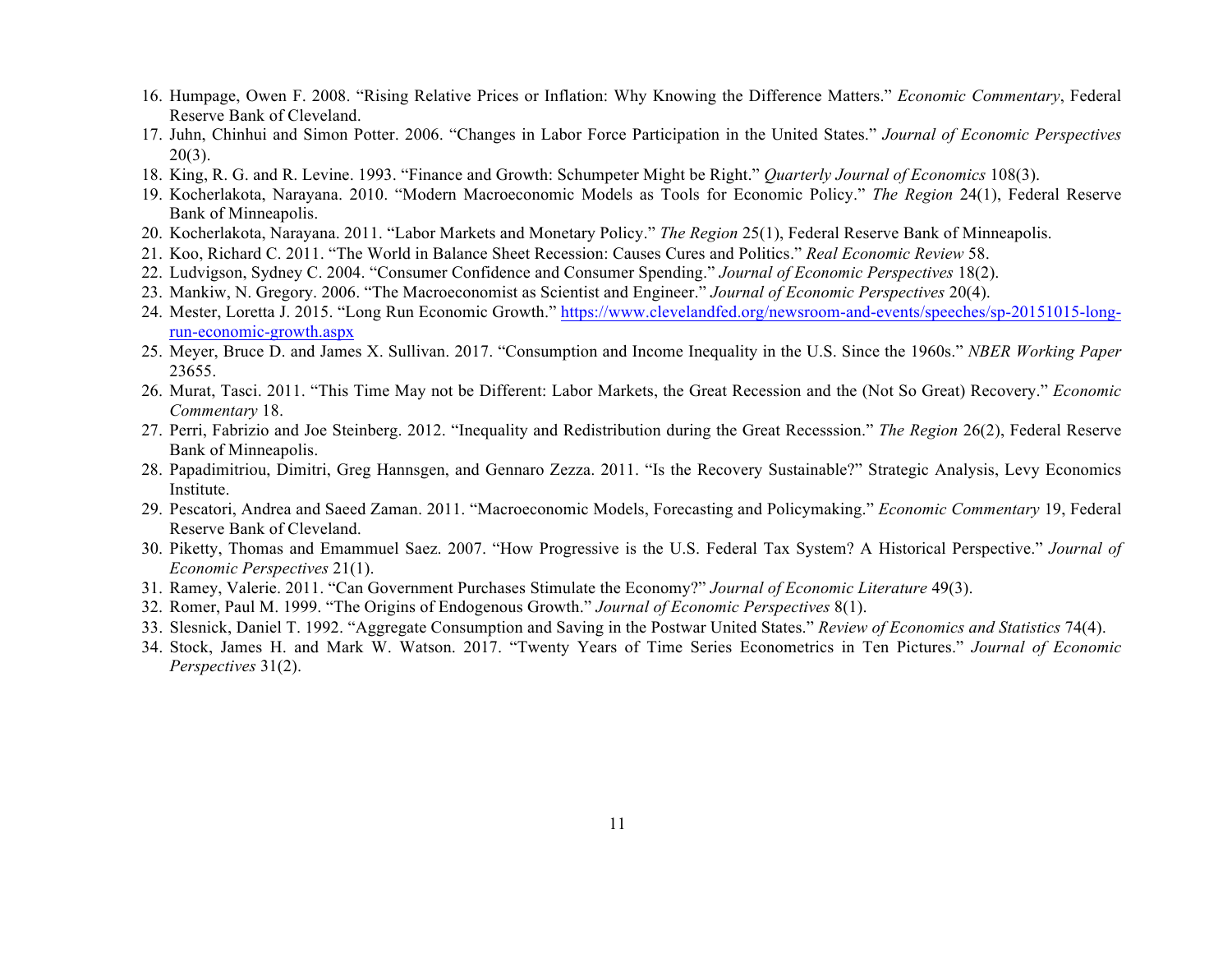16. Humpage, Owen F. 2008. "Rising Relative Prices or Inflation: Why Knowing the Difference Matters." *Economic Commentary*, Federal Reserve Bank of Cleveland.
17. Juhn, Chinhui and Simon Potter. 2006. "Changes in Labor Force Participation in the United States." *Journal of Economic Perspectives* 20(3).
18. King, R. G. and R. Levine. 1993. "Finance and Growth: Schumpeter Might be Right." *Quarterly Journal of Economics* 108(3).
19. Kocherlakota, Narayana. 2010. "Modern Macroeconomic Models as Tools for Economic Policy." *The Region* 24(1), Federal Reserve Bank of Minneapolis.
20. Kocherlakota, Narayana. 2011. "Labor Markets and Monetary Policy." *The Region* 25(1), Federal Reserve Bank of Minneapolis.
21. Koo, Richard C. 2011. "The World in Balance Sheet Recession: Causes Cures and Politics." *Real Economic Review* 58.
22. Ludvigson, Sydney C. 2004. "Consumer Confidence and Consumer Spending." *Journal of Economic Perspectives* 18(2).
23. Mankiw, N. Gregory. 2006. "The Macroeconomist as Scientist and Engineer." *Journal of Economic Perspectives* 20(4).
24. Mester, Loretta J. 2015. "Long Run Economic Growth." [https://www.clevelandfed.org/newsroom-and-events/speeches/sp-20151015-long-run-economic-growth.aspx](https://www.clevelandfed.org/newsroom-and-events/speeches/sp-20151015-long-run-economic-growth.aspx)
25. Meyer, Bruce D. and James X. Sullivan. 2017. "Consumption and Income Inequality in the U.S. Since the 1960s." *NBER Working Paper* 23655.
26. Murat, Tasci. 2011. "This Time May not be Different: Labor Markets, the Great Recession and the (Not So Great) Recovery." *Economic Commentary* 18.
27. Perri, Fabrizio and Joe Steinberg. 2012. "Inequality and Redistribution during the Great Recesssion." *The Region* 26(2), Federal Reserve Bank of Minneapolis.
28. Papadimitriou, Dimitri, Greg Hannsgen, and Gennaro Zezza. 2011. "Is the Recovery Sustainable?" Strategic Analysis, Levy Economics Institute.
29. Pescatori, Andrea and Saeed Zaman. 2011. "Macroeconomic Models, Forecasting and Policymaking." *Economic Commentary* 19, Federal Reserve Bank of Cleveland.
30. Piketty, Thomas and Emammuel Saez. 2007. "How Progressive is the U.S. Federal Tax System? A Historical Perspective." *Journal of Economic Perspectives* 21(1).
31. Ramey, Valerie. 2011. "Can Government Purchases Stimulate the Economy?" *Journal of Economic Literature* 49(3).
32. Romer, Paul M. 1999. "The Origins of Endogenous Growth." *Journal of Economic Perspectives* 8(1).
33. Slesnick, Daniel T. 1992. "Aggregate Consumption and Saving in the Postwar United States." *Review of Economics and Statistics* 74(4).
34. Stock, James H. and Mark W. Watson. 2017. "Twenty Years of Time Series Econometrics in Ten Pictures." *Journal of Economic Perspectives* 31(2).